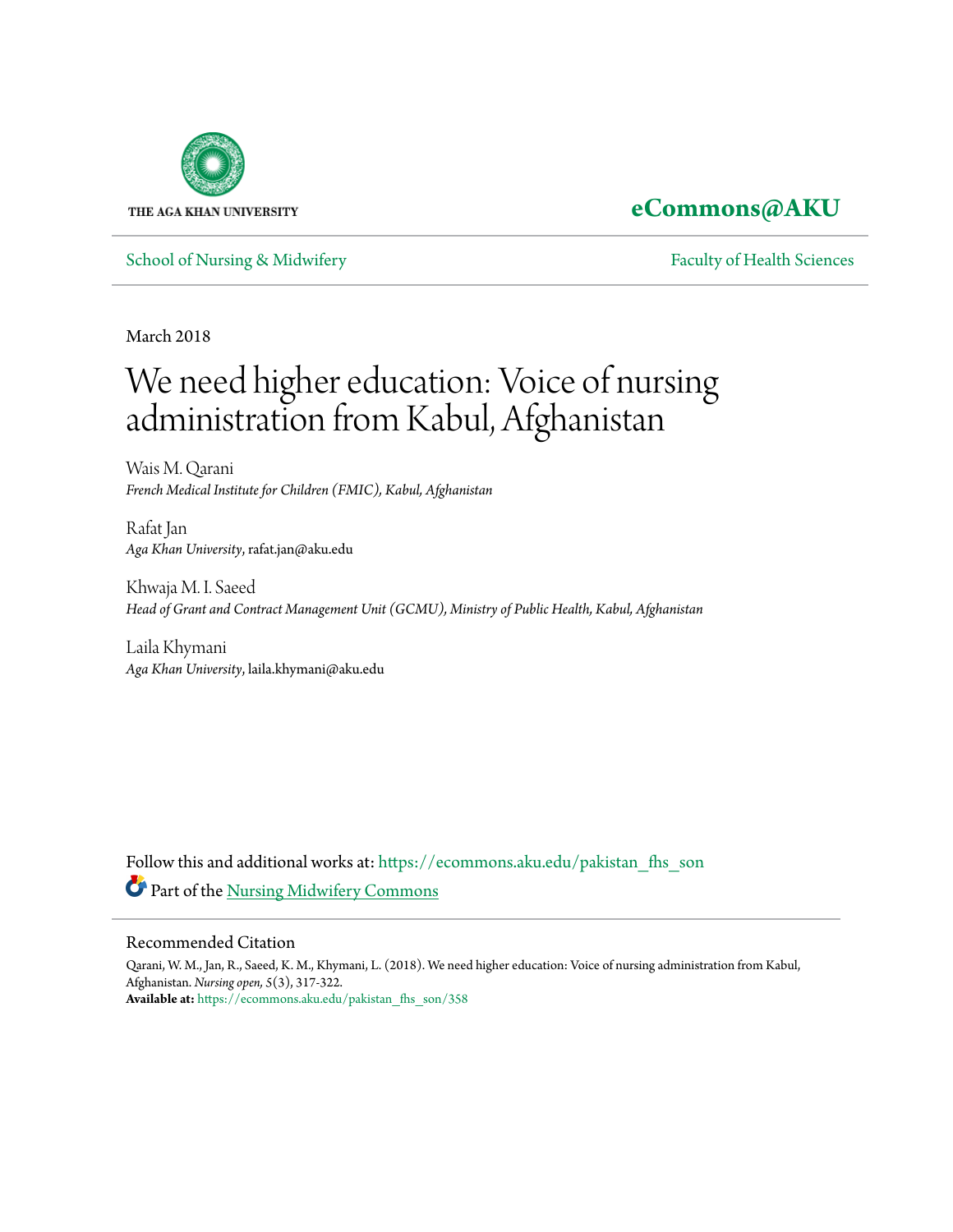THE AGA KHAN UNIVERSITY

**eCommons@AKU**

School of Nursing & Midwifery

Faculty of Health Sciences

March 2018

# We need higher education: Voice of nursing administration from Kabul, Afghanistan

Wais M. Qarani
*French Medical Institute for Children (FMIC), Kabul, Afghanistan*

Rafat Jan
*Aga Khan University*, rafat.jan@aku.edu

Khwaja M. I. Saeed
*Head of Grant and Contract Management Unit (GCMU), Ministry of Public Health, Kabul, Afghanistan*

Laila Khymani
*Aga Khan University*, laila.khymani@aku.edu

Follow this and additional works at: https://ecommons.aku.edu/pakistan_fhs_son

Part of the Nursing Midwifery Commons

## Recommended Citation

Qarani, W. M., Jan, R., Saeed, K. M., Khymani, L. (2018). We need higher education: Voice of nursing administration from Kabul, Afghanistan. *Nursing open, 5*(3), 317-322.
**Available at:** https://ecommons.aku.edu/pakistan_fhs_son/358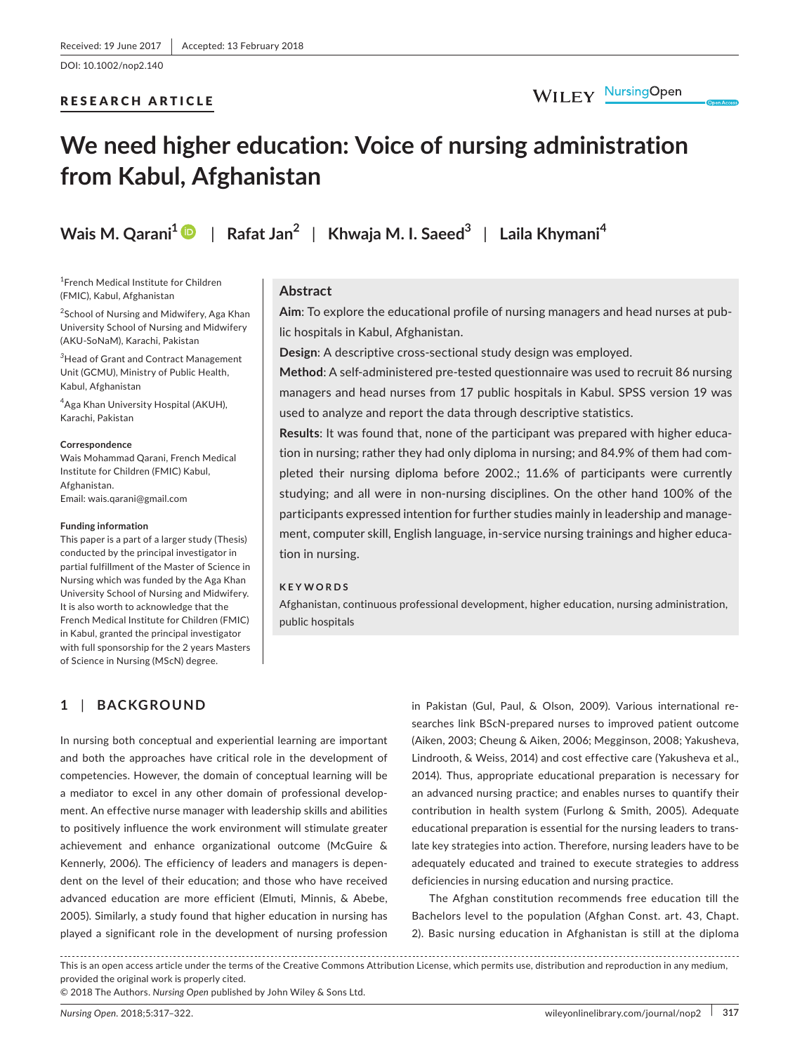Received: 19 June 2017 | Accepted: 13 February 2018

DOI: 10.1002/nop2.140

RESEARCH ARTICLE

# We need higher education: Voice of nursing administration from Kabul, Afghanistan

**Wais M. Qarani**[1] | **Rafat Jan**[2] | **Khwaja M. I. Saeed**[3] | **Laila Khymani**[4]

[1]French Medical Institute for Children (FMIC), Kabul, Afghanistan

[2]School of Nursing and Midwifery, Aga Khan University School of Nursing and Midwifery (AKU-SoNaM), Karachi, Pakistan

[3]Head of Grant and Contract Management Unit (GCMU), Ministry of Public Health, Kabul, Afghanistan

[4]Aga Khan University Hospital (AKUH), Karachi, Pakistan

**Correspondence**
Wais Mohammad Qarani, French Medical Institute for Children (FMIC) Kabul, Afghanistan.
Email: wais.qarani@gmail.com

**Funding information**
This paper is a part of a larger study (Thesis) conducted by the principal investigator in partial fulfillment of the Master of Science in Nursing which was funded by the Aga Khan University School of Nursing and Midwifery. It is also worth to acknowledge that the French Medical Institute for Children (FMIC) in Kabul, granted the principal investigator with full sponsorship for the 2 years Masters of Science in Nursing (MScN) degree.

## Abstract

**Aim**: To explore the educational profile of nursing managers and head nurses at public hospitals in Kabul, Afghanistan.

**Design**: A descriptive cross-sectional study design was employed.

**Method**: A self-administered pre-tested questionnaire was used to recruit 86 nursing managers and head nurses from 17 public hospitals in Kabul. SPSS version 19 was used to analyze and report the data through descriptive statistics.

**Results**: It was found that, none of the participant was prepared with higher education in nursing; rather they had only diploma in nursing; and 84.9% of them had completed their nursing diploma before 2002.; 11.6% of participants were currently studying; and all were in non-nursing disciplines. On the other hand 100% of the participants expressed intention for further studies mainly in leadership and management, computer skill, English language, in-service nursing trainings and higher education in nursing.

**KEYWORDS**

Afghanistan, continuous professional development, higher education, nursing administration, public hospitals

## 1 | BACKGROUND

In nursing both conceptual and experiential learning are important and both the approaches have critical role in the development of competencies. However, the domain of conceptual learning will be a mediator to excel in any other domain of professional development. An effective nurse manager with leadership skills and abilities to positively influence the work environment will stimulate greater achievement and enhance organizational outcome (McGuire & Kennerly, 2006). The efficiency of leaders and managers is dependent on the level of their education; and those who have received advanced education are more efficient (Elmuti, Minnis, & Abebe, 2005). Similarly, a study found that higher education in nursing has played a significant role in the development of nursing profession in Pakistan (Gul, Paul, & Olson, 2009). Various international researches link BScN-prepared nurses to improved patient outcome (Aiken, 2003; Cheung & Aiken, 2006; Megginson, 2008; Yakusheva, Lindrooth, & Weiss, 2014) and cost effective care (Yakusheva et al., 2014). Thus, appropriate educational preparation is necessary for an advanced nursing practice; and enables nurses to quantify their contribution in health system (Furlong & Smith, 2005). Adequate educational preparation is essential for the nursing leaders to translate key strategies into action. Therefore, nursing leaders have to be adequately educated and trained to execute strategies to address deficiencies in nursing education and nursing practice.

The Afghan constitution recommends free education till the Bachelors level to the population (Afghan Const. art. 43, Chapt. 2). Basic nursing education in Afghanistan is still at the diploma

This is an open access article under the terms of the Creative Commons Attribution License, which permits use, distribution and reproduction in any medium, provided the original work is properly cited.
© 2018 The Authors. *Nursing Open* published by John Wiley & Sons Ltd.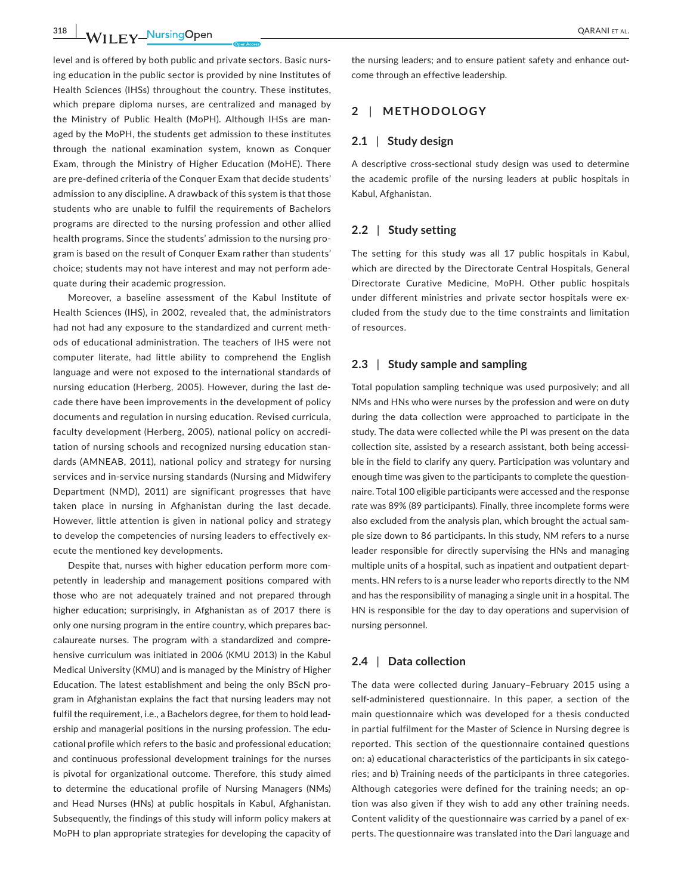level and is offered by both public and private sectors. Basic nursing education in the public sector is provided by nine Institutes of Health Sciences (IHSs) throughout the country. These institutes, which prepare diploma nurses, are centralized and managed by the Ministry of Public Health (MoPH). Although IHSs are managed by the MoPH, the students get admission to these institutes through the national examination system, known as Conquer Exam, through the Ministry of Higher Education (MoHE). There are pre-defined criteria of the Conquer Exam that decide students' admission to any discipline. A drawback of this system is that those students who are unable to fulfil the requirements of Bachelors programs are directed to the nursing profession and other allied health programs. Since the students' admission to the nursing program is based on the result of Conquer Exam rather than students' choice; students may not have interest and may not perform adequate during their academic progression.

Moreover, a baseline assessment of the Kabul Institute of Health Sciences (IHS), in 2002, revealed that, the administrators had not had any exposure to the standardized and current methods of educational administration. The teachers of IHS were not computer literate, had little ability to comprehend the English language and were not exposed to the international standards of nursing education (Herberg, 2005). However, during the last decade there have been improvements in the development of policy documents and regulation in nursing education. Revised curricula, faculty development (Herberg, 2005), national policy on accreditation of nursing schools and recognized nursing education standards (AMNEAB, 2011), national policy and strategy for nursing services and in-service nursing standards (Nursing and Midwifery Department (NMD), 2011) are significant progresses that have taken place in nursing in Afghanistan during the last decade. However, little attention is given in national policy and strategy to develop the competencies of nursing leaders to effectively execute the mentioned key developments.

Despite that, nurses with higher education perform more competently in leadership and management positions compared with those who are not adequately trained and not prepared through higher education; surprisingly, in Afghanistan as of 2017 there is only one nursing program in the entire country, which prepares baccalaureate nurses. The program with a standardized and comprehensive curriculum was initiated in 2006 (KMU 2013) in the Kabul Medical University (KMU) and is managed by the Ministry of Higher Education. The latest establishment and being the only BScN program in Afghanistan explains the fact that nursing leaders may not fulfil the requirement, i.e., a Bachelors degree, for them to hold leadership and managerial positions in the nursing profession. The educational profile which refers to the basic and professional education; and continuous professional development trainings for the nurses is pivotal for organizational outcome. Therefore, this study aimed to determine the educational profile of Nursing Managers (NMs) and Head Nurses (HNs) at public hospitals in Kabul, Afghanistan. Subsequently, the findings of this study will inform policy makers at MoPH to plan appropriate strategies for developing the capacity of the nursing leaders; and to ensure patient safety and enhance outcome through an effective leadership.

## 2 | METHODOLOGY

### 2.1 | Study design

A descriptive cross-sectional study design was used to determine the academic profile of the nursing leaders at public hospitals in Kabul, Afghanistan.

### 2.2 | Study setting

The setting for this study was all 17 public hospitals in Kabul, which are directed by the Directorate Central Hospitals, General Directorate Curative Medicine, MoPH. Other public hospitals under different ministries and private sector hospitals were excluded from the study due to the time constraints and limitation of resources.

### 2.3 | Study sample and sampling

Total population sampling technique was used purposively; and all NMs and HNs who were nurses by the profession and were on duty during the data collection were approached to participate in the study. The data were collected while the PI was present on the data collection site, assisted by a research assistant, both being accessible in the field to clarify any query. Participation was voluntary and enough time was given to the participants to complete the questionnaire. Total 100 eligible participants were accessed and the response rate was 89% (89 participants). Finally, three incomplete forms were also excluded from the analysis plan, which brought the actual sample size down to 86 participants. In this study, NM refers to a nurse leader responsible for directly supervising the HNs and managing multiple units of a hospital, such as inpatient and outpatient departments. HN refers to is a nurse leader who reports directly to the NM and has the responsibility of managing a single unit in a hospital. The HN is responsible for the day to day operations and supervision of nursing personnel.

### 2.4 | Data collection

The data were collected during January–February 2015 using a self-administered questionnaire. In this paper, a section of the main questionnaire which was developed for a thesis conducted in partial fulfilment for the Master of Science in Nursing degree is reported. This section of the questionnaire contained questions on: a) educational characteristics of the participants in six categories; and b) Training needs of the participants in three categories. Although categories were defined for the training needs; an option was also given if they wish to add any other training needs. Content validity of the questionnaire was carried by a panel of experts. The questionnaire was translated into the Dari language and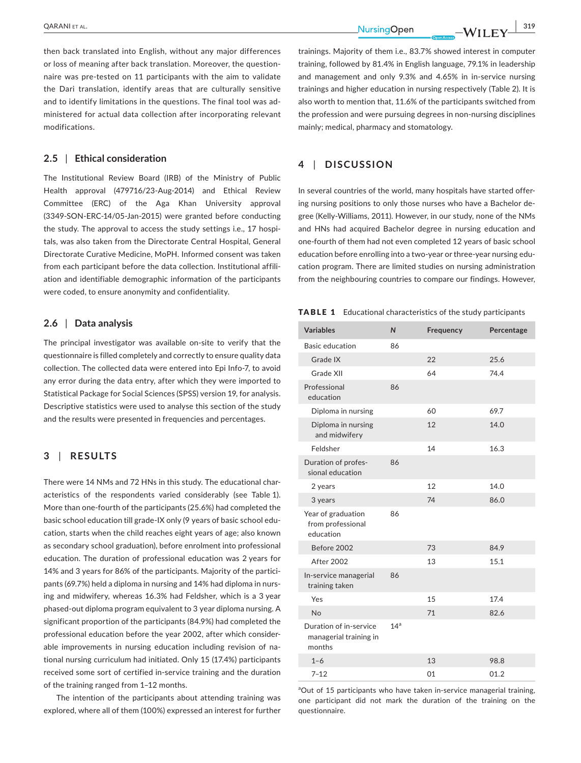then back translated into English, without any major differences or loss of meaning after back translation. Moreover, the questionnaire was pre-tested on 11 participants with the aim to validate the Dari translation, identify areas that are culturally sensitive and to identify limitations in the questions. The final tool was administered for actual data collection after incorporating relevant modifications.

### 2.5 | Ethical consideration

The Institutional Review Board (IRB) of the Ministry of Public Health approval (479716/23-Aug-2014) and Ethical Review Committee (ERC) of the Aga Khan University approval (3349-SON-ERC-14/05-Jan-2015) were granted before conducting the study. The approval to access the study settings i.e., 17 hospitals, was also taken from the Directorate Central Hospital, General Directorate Curative Medicine, MoPH. Informed consent was taken from each participant before the data collection. Institutional affiliation and identifiable demographic information of the participants were coded, to ensure anonymity and confidentiality.

### 2.6 | Data analysis

The principal investigator was available on-site to verify that the questionnaire is filled completely and correctly to ensure quality data collection. The collected data were entered into Epi Info-7, to avoid any error during the data entry, after which they were imported to Statistical Package for Social Sciences (SPSS) version 19, for analysis. Descriptive statistics were used to analyse this section of the study and the results were presented in frequencies and percentages.

## 3 | RESULTS

There were 14 NMs and 72 HNs in this study. The educational characteristics of the respondents varied considerably (see Table 1). More than one-fourth of the participants (25.6%) had completed the basic school education till grade-IX only (9 years of basic school education, starts when the child reaches eight years of age; also known as secondary school graduation), before enrolment into professional education. The duration of professional education was 2 years for 14% and 3 years for 86% of the participants. Majority of the participants (69.7%) held a diploma in nursing and 14% had diploma in nursing and midwifery, whereas 16.3% had Feldsher, which is a 3 year phased-out diploma program equivalent to 3 year diploma nursing. A significant proportion of the participants (84.9%) had completed the professional education before the year 2002, after which considerable improvements in nursing education including revision of national nursing curriculum had initiated. Only 15 (17.4%) participants received some sort of certified in-service training and the duration of the training ranged from 1–12 months.

The intention of the participants about attending training was explored, where all of them (100%) expressed an interest for further trainings. Majority of them i.e., 83.7% showed interest in computer training, followed by 81.4% in English language, 79.1% in leadership and management and only 9.3% and 4.65% in in-service nursing trainings and higher education in nursing respectively (Table 2). It is also worth to mention that, 11.6% of the participants switched from the profession and were pursuing degrees in non-nursing disciplines mainly; medical, pharmacy and stomatology.

## 4 | DISCUSSION

In several countries of the world, many hospitals have started offering nursing positions to only those nurses who have a Bachelor degree (Kelly-Williams, 2011). However, in our study, none of the NMs and HNs had acquired Bachelor degree in nursing education and one-fourth of them had not even completed 12 years of basic school education before enrolling into a two-year or three-year nursing education program. There are limited studies on nursing administration from the neighbouring countries to compare our findings. However,

**TABLE 1** Educational characteristics of the study participants

| Variables | N | Frequency | Percentage |
|---|---|---|---|
| Basic education | 86 | | |
| Grade IX | | 22 | 25.6 |
| Grade XII | | 64 | 74.4 |
| Professional education | 86 | | |
| Diploma in nursing | | 60 | 69.7 |
| Diploma in nursing and midwifery | | 12 | 14.0 |
| Feldsher | | 14 | 16.3 |
| Duration of professional education | 86 | | |
| 2 years | | 12 | 14.0 |
| 3 years | | 74 | 86.0 |
| Year of graduation from professional education | 86 | | |
| Before 2002 | | 73 | 84.9 |
| After 2002 | | 13 | 15.1 |
| In-service managerial training taken | 86 | | |
| Yes | | 15 | 17.4 |
| No | | 71 | 82.6 |
| Duration of in-service managerial training in months | 14[a] | | |
| 1–6 | | 13 | 98.8 |
| 7–12 | | 01 | 01.2 |

[a]Out of 15 participants who have taken in-service managerial training, one participant did not mark the duration of the training on the questionnaire.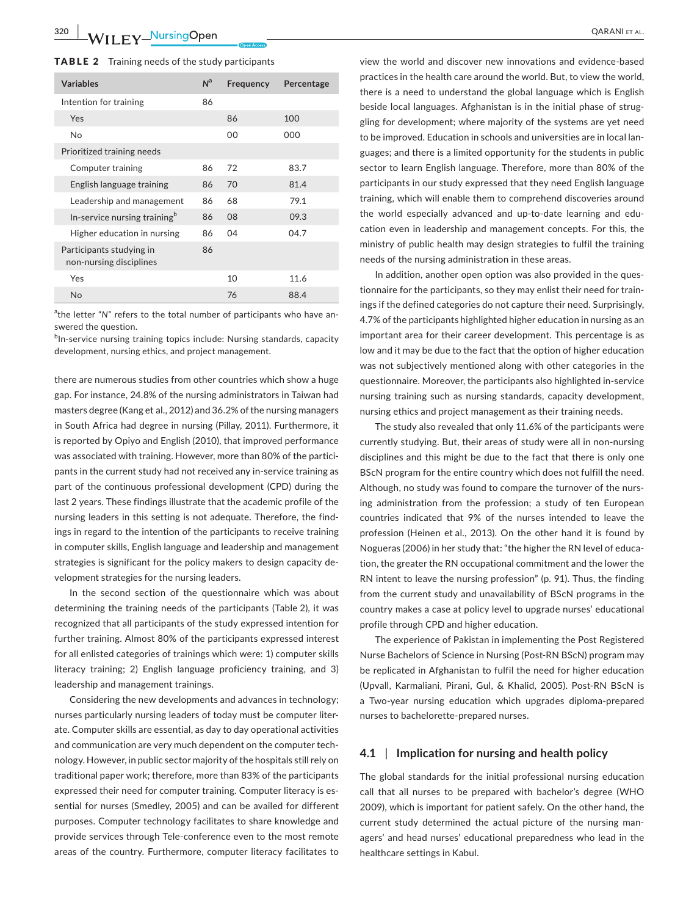**TABLE 2** Training needs of the study participants

| Variables | N[a] | Frequency | Percentage |
|---|---|---|---|
| Intention for training | 86 | | |
| Yes | | 86 | 100 |
| No | | 00 | 000 |
| Prioritized training needs | | | |
| Computer training | 86 | 72 | 83.7 |
| English language training | 86 | 70 | 81.4 |
| Leadership and management | 86 | 68 | 79.1 |
| In-service nursing training[b] | 86 | 08 | 09.3 |
| Higher education in nursing | 86 | 04 | 04.7 |
| Participants studying in non-nursing disciplines | 86 | | |
| Yes | | 10 | 11.6 |
| No | | 76 | 88.4 |

[a]the letter "N" refers to the total number of participants who have answered the question.
[b]In-service nursing training topics include: Nursing standards, capacity development, nursing ethics, and project management.

there are numerous studies from other countries which show a huge gap. For instance, 24.8% of the nursing administrators in Taiwan had masters degree (Kang et al., 2012) and 36.2% of the nursing managers in South Africa had degree in nursing (Pillay, 2011). Furthermore, it is reported by Opiyo and English (2010), that improved performance was associated with training. However, more than 80% of the participants in the current study had not received any in-service training as part of the continuous professional development (CPD) during the last 2 years. These findings illustrate that the academic profile of the nursing leaders in this setting is not adequate. Therefore, the findings in regard to the intention of the participants to receive training in computer skills, English language and leadership and management strategies is significant for the policy makers to design capacity development strategies for the nursing leaders.

In the second section of the questionnaire which was about determining the training needs of the participants (Table 2), it was recognized that all participants of the study expressed intention for further training. Almost 80% of the participants expressed interest for all enlisted categories of trainings which were: 1) computer skills literacy training; 2) English language proficiency training, and 3) leadership and management trainings.

Considering the new developments and advances in technology; nurses particularly nursing leaders of today must be computer literate. Computer skills are essential, as day to day operational activities and communication are very much dependent on the computer technology. However, in public sector majority of the hospitals still rely on traditional paper work; therefore, more than 83% of the participants expressed their need for computer training. Computer literacy is essential for nurses (Smedley, 2005) and can be availed for different purposes. Computer technology facilitates to share knowledge and provide services through Tele-conference even to the most remote areas of the country. Furthermore, computer literacy facilitates to view the world and discover new innovations and evidence-based practices in the health care around the world. But, to view the world, there is a need to understand the global language which is English beside local languages. Afghanistan is in the initial phase of struggling for development; where majority of the systems are yet need to be improved. Education in schools and universities are in local languages; and there is a limited opportunity for the students in public sector to learn English language. Therefore, more than 80% of the participants in our study expressed that they need English language training, which will enable them to comprehend discoveries around the world especially advanced and up-to-date learning and education even in leadership and management concepts. For this, the ministry of public health may design strategies to fulfil the training needs of the nursing administration in these areas.

In addition, another open option was also provided in the questionnaire for the participants, so they may enlist their need for trainings if the defined categories do not capture their need. Surprisingly, 4.7% of the participants highlighted higher education in nursing as an important area for their career development. This percentage is as low and it may be due to the fact that the option of higher education was not subjectively mentioned along with other categories in the questionnaire. Moreover, the participants also highlighted in-service nursing training such as nursing standards, capacity development, nursing ethics and project management as their training needs.

The study also revealed that only 11.6% of the participants were currently studying. But, their areas of study were all in non-nursing disciplines and this might be due to the fact that there is only one BScN program for the entire country which does not fulfill the need. Although, no study was found to compare the turnover of the nursing administration from the profession; a study of ten European countries indicated that 9% of the nurses intended to leave the profession (Heinen et al., 2013). On the other hand it is found by Nogueras (2006) in her study that: "the higher the RN level of education, the greater the RN occupational commitment and the lower the RN intent to leave the nursing profession" (p. 91). Thus, the finding from the current study and unavailability of BScN programs in the country makes a case at policy level to upgrade nurses' educational profile through CPD and higher education.

The experience of Pakistan in implementing the Post Registered Nurse Bachelors of Science in Nursing (Post-RN BScN) program may be replicated in Afghanistan to fulfil the need for higher education (Upvall, Karmaliani, Pirani, Gul, & Khalid, 2005). Post-RN BScN is a Two-year nursing education which upgrades diploma-prepared nurses to bachelorette-prepared nurses.

### 4.1 | Implication for nursing and health policy

The global standards for the initial professional nursing education call that all nurses to be prepared with bachelor's degree (WHO 2009), which is important for patient safely. On the other hand, the current study determined the actual picture of the nursing managers' and head nurses' educational preparedness who lead in the healthcare settings in Kabul.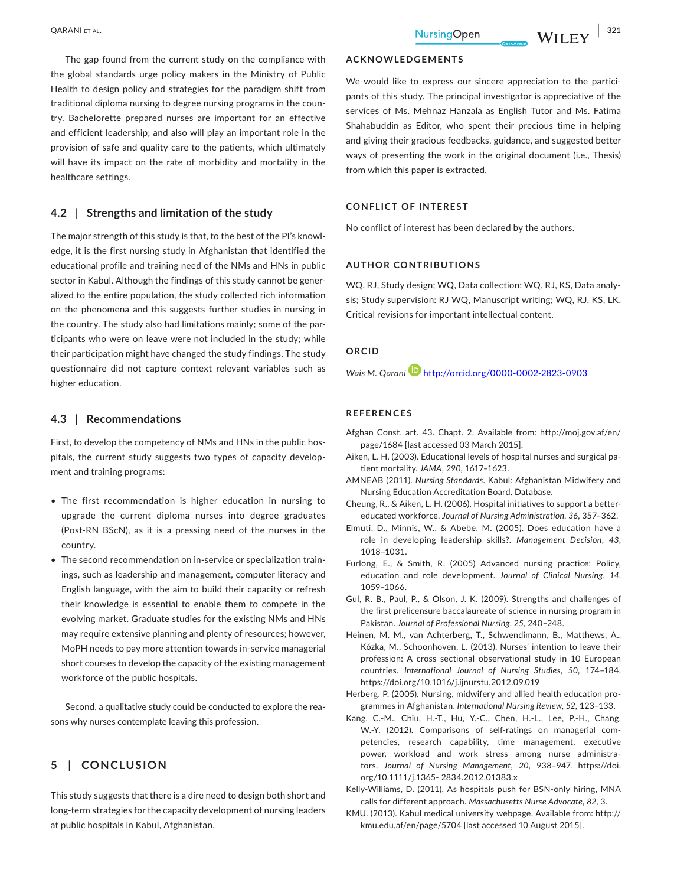The gap found from the current study on the compliance with the global standards urge policy makers in the Ministry of Public Health to design policy and strategies for the paradigm shift from traditional diploma nursing to degree nursing programs in the country. Bachelorette prepared nurses are important for an effective and efficient leadership; and also will play an important role in the provision of safe and quality care to the patients, which ultimately will have its impact on the rate of morbidity and mortality in the healthcare settings.

### 4.2 | Strengths and limitation of the study

The major strength of this study is that, to the best of the PI's knowledge, it is the first nursing study in Afghanistan that identified the educational profile and training need of the NMs and HNs in public sector in Kabul. Although the findings of this study cannot be generalized to the entire population, the study collected rich information on the phenomena and this suggests further studies in nursing in the country. The study also had limitations mainly; some of the participants who were on leave were not included in the study; while their participation might have changed the study findings. The study questionnaire did not capture context relevant variables such as higher education.

### 4.3 | Recommendations

First, to develop the competency of NMs and HNs in the public hospitals, the current study suggests two types of capacity development and training programs:

- The first recommendation is higher education in nursing to upgrade the current diploma nurses into degree graduates (Post-RN BScN), as it is a pressing need of the nurses in the country.
- The second recommendation on in-service or specialization trainings, such as leadership and management, computer literacy and English language, with the aim to build their capacity or refresh their knowledge is essential to enable them to compete in the evolving market. Graduate studies for the existing NMs and HNs may require extensive planning and plenty of resources; however, MoPH needs to pay more attention towards in-service managerial short courses to develop the capacity of the existing management workforce of the public hospitals.

Second, a qualitative study could be conducted to explore the reasons why nurses contemplate leaving this profession.

## 5 | CONCLUSION

This study suggests that there is a dire need to design both short and long-term strategies for the capacity development of nursing leaders at public hospitals in Kabul, Afghanistan.

## ACKNOWLEDGEMENTS

We would like to express our sincere appreciation to the participants of this study. The principal investigator is appreciative of the services of Ms. Mehnaz Hanzala as English Tutor and Ms. Fatima Shahabuddin as Editor, who spent their precious time in helping and giving their gracious feedbacks, guidance, and suggested better ways of presenting the work in the original document (i.e., Thesis) from which this paper is extracted.

## CONFLICT OF INTEREST

No conflict of interest has been declared by the authors.

## AUTHOR CONTRIBUTIONS

WQ, RJ, Study design; WQ, Data collection; WQ, RJ, KS, Data analysis; Study supervision: RJ WQ, Manuscript writing; WQ, RJ, KS, LK, Critical revisions for important intellectual content.

## ORCID

*Wais M. Qarani* http://orcid.org/0000-0002-2823-0903

## REFERENCES

Afghan Const. art. 43. Chapt. 2. Available from: http://moj.gov.af/en/page/1684 [last accessed 03 March 2015].

Aiken, L. H. (2003). Educational levels of hospital nurses and surgical patient mortality. *JAMA*, *290*, 1617–1623.

AMNEAB (2011). *Nursing Standards*. Kabul: Afghanistan Midwifery and Nursing Education Accreditation Board. Database.

Cheung, R., & Aiken, L. H. (2006). Hospital initiatives to support a better-educated workforce. *Journal of Nursing Administration*, *36*, 357–362.

Elmuti, D., Minnis, W., & Abebe, M. (2005). Does education have a role in developing leadership skills?. *Management Decision*, *43*, 1018–1031.

Furlong, E., & Smith, R. (2005) Advanced nursing practice: Policy, education and role development. *Journal of Clinical Nursing*, *14*, 1059–1066.

Gul, R. B., Paul, P., & Olson, J. K. (2009). Strengths and challenges of the first prelicensure baccalaureate of science in nursing program in Pakistan. *Journal of Professional Nursing*, *25*, 240–248.

Heinen, M. M., van Achterberg, T., Schwendimann, B., Matthews, A., Kózka, M., Schoonhoven, L. (2013). Nurses' intention to leave their profession: A cross sectional observational study in 10 European countries. *International Journal of Nursing Studies*, *50*, 174–184. https://doi.org/10.1016/j.ijnurstu.2012.09.019

Herberg, P. (2005). Nursing, midwifery and allied health education programmes in Afghanistan. *International Nursing Review*, *52*, 123–133.

Kang, C.-M., Chiu, H.-T., Hu, Y.-C., Chen, H.-L., Lee, P.-H., Chang, W.-Y. (2012). Comparisons of self-ratings on managerial competencies, research capability, time management, executive power, workload and work stress among nurse administrators. *Journal of Nursing Management*, *20*, 938–947. https://doi.org/10.1111/j.1365- 2834.2012.01383.x

Kelly-Williams, D. (2011). As hospitals push for BSN-only hiring, MNA calls for different approach. *Massachusetts Nurse Advocate*, *82*, 3.

KMU. (2013). Kabul medical university webpage. Available from: http://kmu.edu.af/en/page/5704 [last accessed 10 August 2015].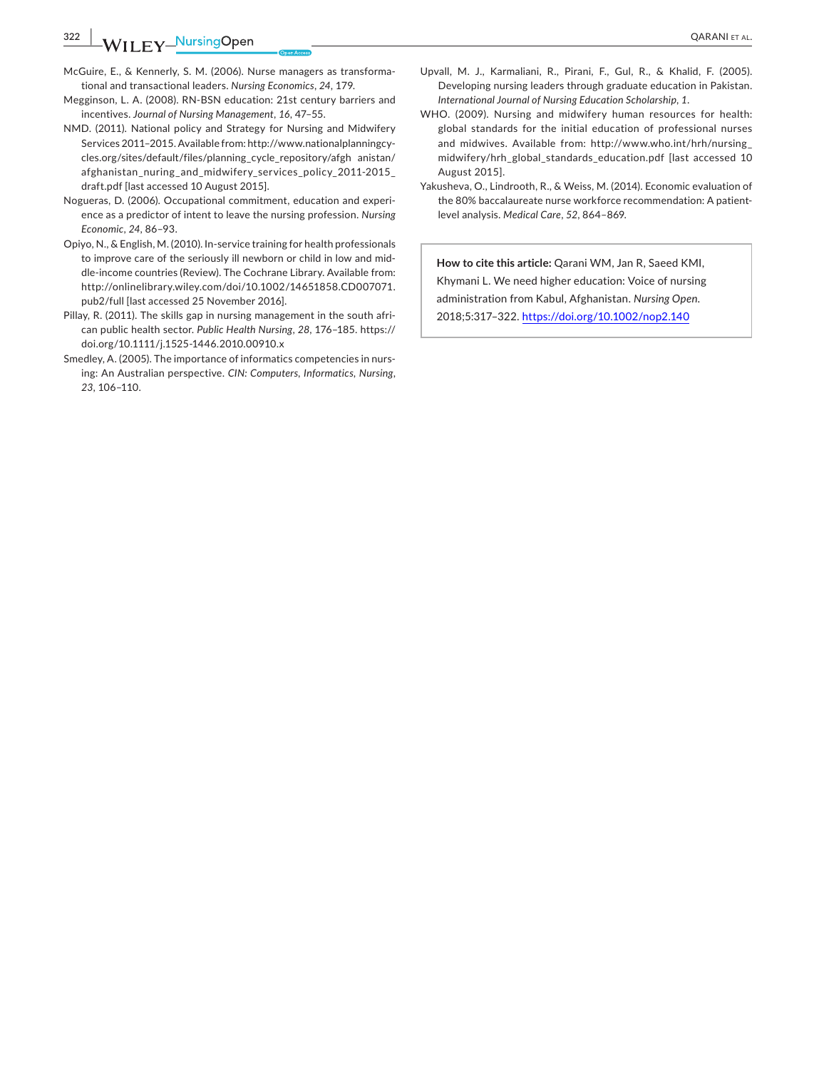McGuire, E., & Kennerly, S. M. (2006). Nurse managers as transformational and transactional leaders. *Nursing Economics*, *24*, 179.

Megginson, L. A. (2008). RN-BSN education: 21st century barriers and incentives. *Journal of Nursing Management*, *16*, 47–55.

NMD. (2011). National policy and Strategy for Nursing and Midwifery Services 2011–2015. Available from: http://www.nationalplanningcycles.org/sites/default/files/planning_cycle_repository/afgh anistan/afghanistan_nuring_and_midwifery_services_policy_2011-2015_draft.pdf [last accessed 10 August 2015].

Nogueras, D. (2006). Occupational commitment, education and experience as a predictor of intent to leave the nursing profession. *Nursing Economic*, *24*, 86–93.

Opiyo, N., & English, M. (2010). In-service training for health professionals to improve care of the seriously ill newborn or child in low and middle-income countries (Review). The Cochrane Library. Available from: http://onlinelibrary.wiley.com/doi/10.1002/14651858.CD007071.pub2/full [last accessed 25 November 2016].

Pillay, R. (2011). The skills gap in nursing management in the south african public health sector. *Public Health Nursing*, *28*, 176–185. https://doi.org/10.1111/j.1525-1446.2010.00910.x

Smedley, A. (2005). The importance of informatics competencies in nursing: An Australian perspective. *CIN: Computers, Informatics, Nursing*, *23*, 106–110.

Upvall, M. J., Karmaliani, R., Pirani, F., Gul, R., & Khalid, F. (2005). Developing nursing leaders through graduate education in Pakistan. *International Journal of Nursing Education Scholarship*, *1*.

WHO. (2009). Nursing and midwifery human resources for health: global standards for the initial education of professional nurses and midwives. Available from: http://www.who.int/hrh/nursing_midwifery/hrh_global_standards_education.pdf [last accessed 10 August 2015].

Yakusheva, O., Lindrooth, R., & Weiss, M. (2014). Economic evaluation of the 80% baccalaureate nurse workforce recommendation: A patient-level analysis. *Medical Care*, *52*, 864–869.

**How to cite this article:** Qarani WM, Jan R, Saeed KMI, Khymani L. We need higher education: Voice of nursing administration from Kabul, Afghanistan. *Nursing Open*. 2018;5:317–322. https://doi.org/10.1002/nop2.140